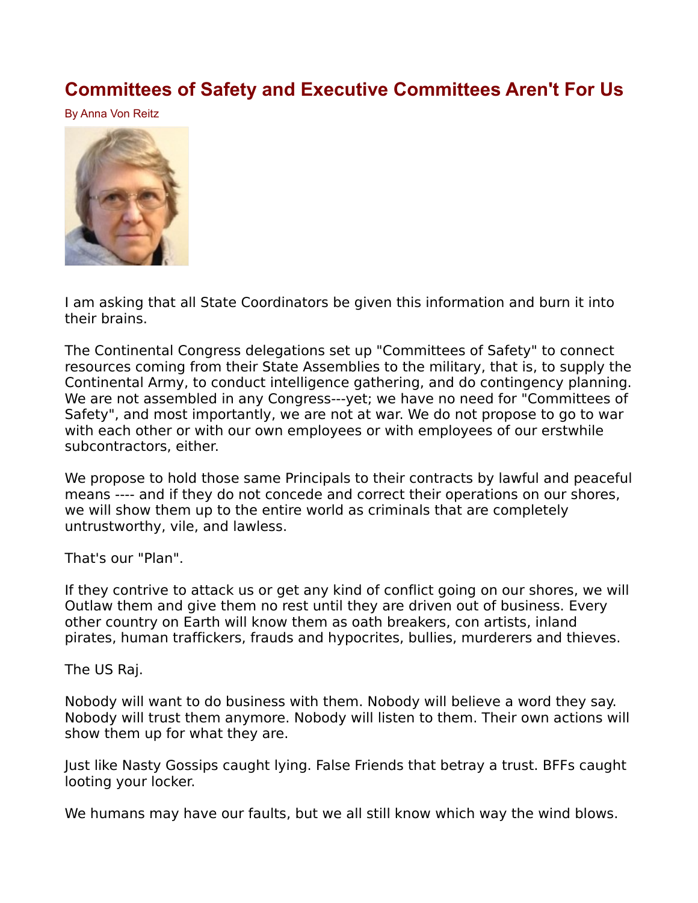# Committees of Safety and Executive Committees Aren't For Us

By Anna Von Reitz

I am asking that all State Coordinators be given this information and burn it into their brains.

The Continental Congress delegations set up "Committees of Safety" to connect resources coming from their State Assemblies to the military, that is, to supply the Continental Army, to conduct intelligence gathering, and do contingency planning. We are not assembled in any Congress---yet; we have no need for "Committees of Safety", and most importantly, we are not at war. We do not propose to go to war with each other or with our own employees or with employees of our erstwhile subcontractors, either.

We propose to hold those same Principals to their contracts by lawful and peaceful means ---- and if they do not concede and correct their operations on our shores, we will show them up to the entire world as criminals that are completely untrustworthy, vile, and lawless.

That's our "Plan".

If they contrive to attack us or get any kind of conflict going on our shores, we will Outlaw them and give them no rest until they are driven out of business. Every other country on Earth will know them as oath breakers, con artists, inland pirates, human traffickers, frauds and hypocrites, bullies, murderers and thieves.

The US Raj.

Nobody will want to do business with them. Nobody will believe a word they say. Nobody will trust them anymore. Nobody will listen to them. Their own actions will show them up for what they are.

Just like Nasty Gossips caught lying. False Friends that betray a trust. BFFs caught looting your locker.

We humans may have our faults, but we all still know which way the wind blows.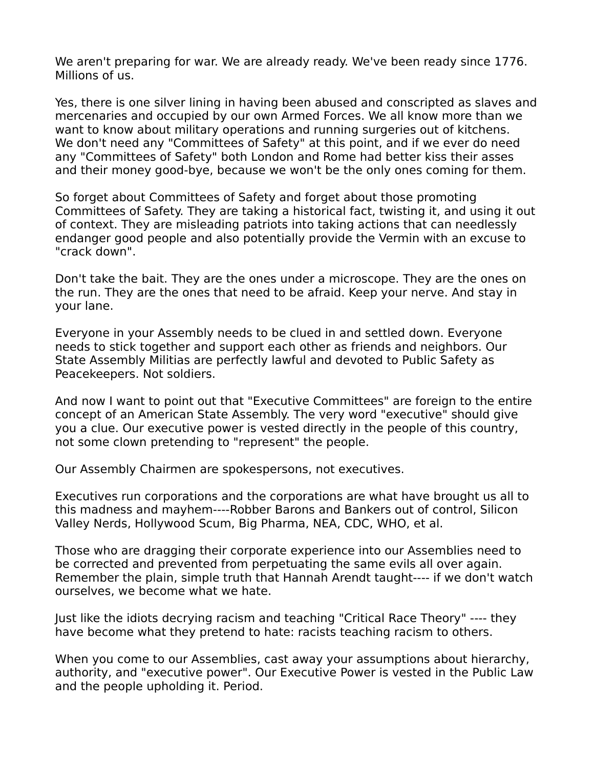We aren't preparing for war. We are already ready. We've been ready since 1776. Millions of us.

Yes, there is one silver lining in having been abused and conscripted as slaves and mercenaries and occupied by our own Armed Forces. We all know more than we want to know about military operations and running surgeries out of kitchens. We don't need any "Committees of Safety" at this point, and if we ever do need any "Committees of Safety" both London and Rome had better kiss their asses and their money good-bye, because we won't be the only ones coming for them.

So forget about Committees of Safety and forget about those promoting Committees of Safety. They are taking a historical fact, twisting it, and using it out of context. They are misleading patriots into taking actions that can needlessly endanger good people and also potentially provide the Vermin with an excuse to "crack down".

Don't take the bait. They are the ones under a microscope. They are the ones on the run. They are the ones that need to be afraid. Keep your nerve. And stay in your lane.

Everyone in your Assembly needs to be clued in and settled down. Everyone needs to stick together and support each other as friends and neighbors. Our State Assembly Militias are perfectly lawful and devoted to Public Safety as Peacekeepers. Not soldiers.

And now I want to point out that "Executive Committees" are foreign to the entire concept of an American State Assembly. The very word "executive" should give you a clue. Our executive power is vested directly in the people of this country, not some clown pretending to "represent" the people.

Our Assembly Chairmen are spokespersons, not executives.

Executives run corporations and the corporations are what have brought us all to this madness and mayhem----Robber Barons and Bankers out of control, Silicon Valley Nerds, Hollywood Scum, Big Pharma, NEA, CDC, WHO, et al.

Those who are dragging their corporate experience into our Assemblies need to be corrected and prevented from perpetuating the same evils all over again. Remember the plain, simple truth that Hannah Arendt taught---- if we don't watch ourselves, we become what we hate.

Just like the idiots decrying racism and teaching "Critical Race Theory" ---- they have become what they pretend to hate: racists teaching racism to others.

When you come to our Assemblies, cast away your assumptions about hierarchy, authority, and "executive power". Our Executive Power is vested in the Public Law and the people upholding it. Period.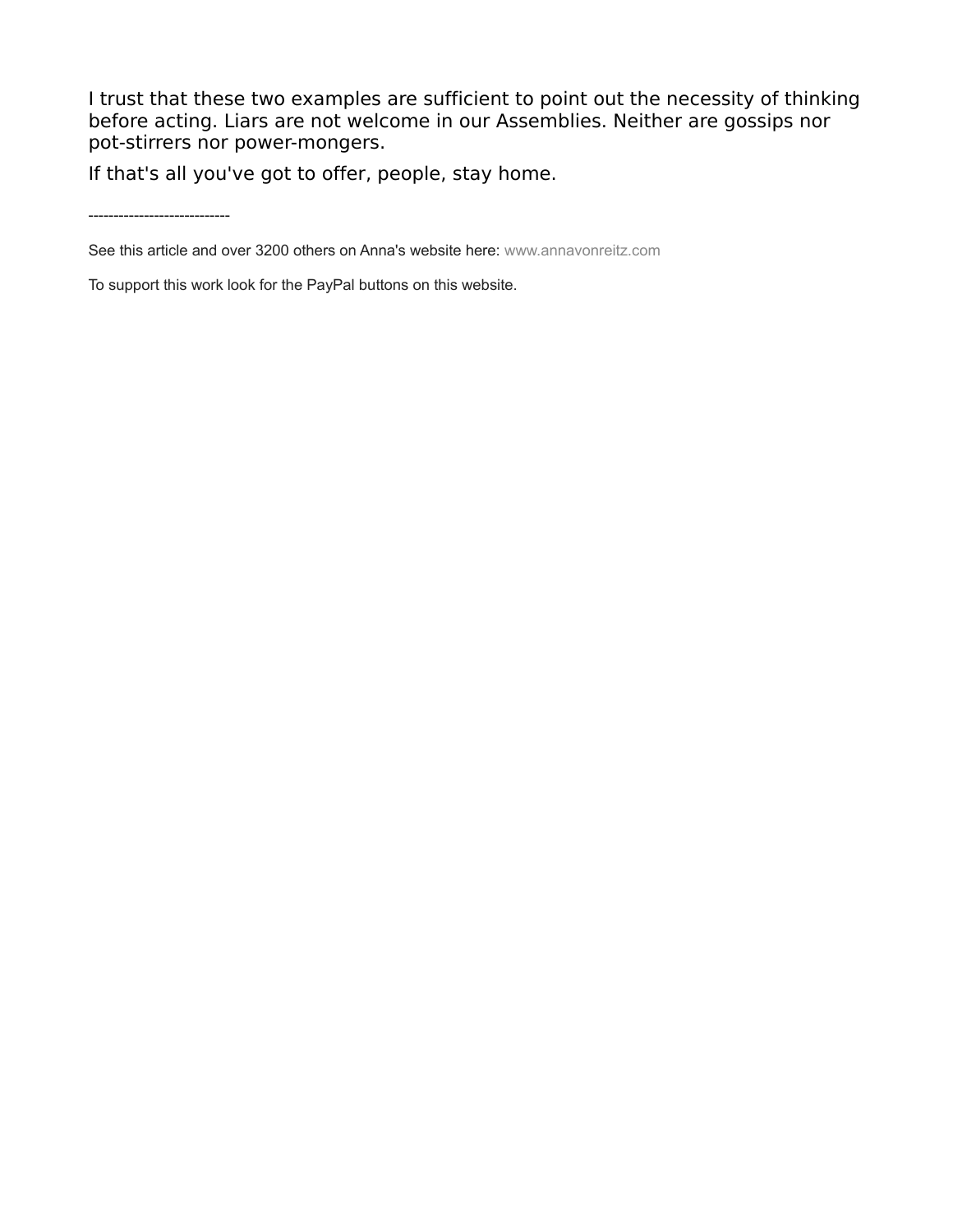I trust that these two examples are sufficient to point out the necessity of thinking before acting. Liars are not welcome in our Assemblies. Neither are gossips nor pot-stirrers nor power-mongers.

If that's all you've got to offer, people, stay home.

----------------------------

See this article and over 3200 others on Anna's website here: www.annavonreitz.com

To support this work look for the PayPal buttons on this website.